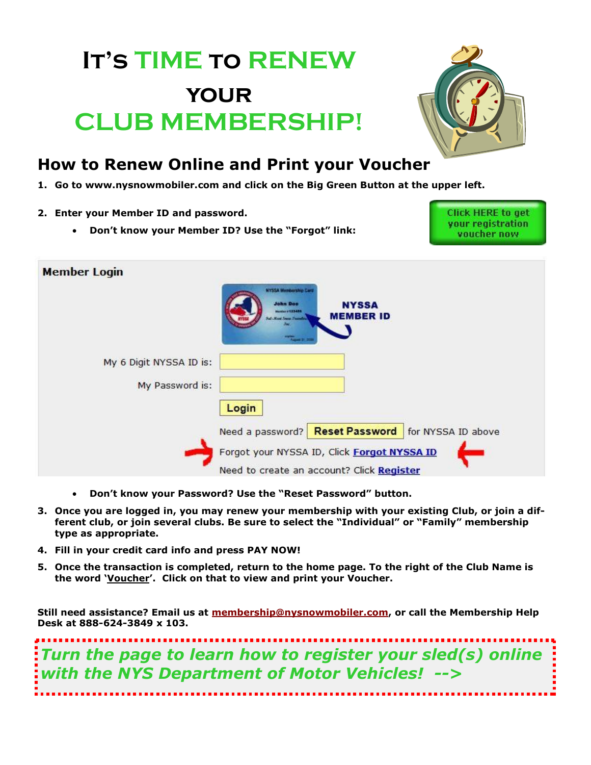# IT'S TIME TO RENEW YOUR CLUB MEMBERSHIP!

## How to Renew Online and Print your Voucher

1. **Go to www.nysnowmobiler.com and click on the Big Green Button at the upper left.**

   Click HERE to get your registration voucher now

2. **Enter your Member ID and password.**
   - **Don't know your Member ID? Use the "Forgot" link:**

   **Member Login**

   NYSSA MEMBER ID

   My 6 Digit NYSSA ID is:

   My Password is:

   Login

   Need a password? Reset Password for NYSSA ID above

   Forgot your NYSSA ID, Click Forgot NYSSA ID

   Need to create an account? Click Register

   - **Don't know your Password? Use the "Reset Password" button.**

3. **Once you are logged in, you may renew your membership with your existing Club, or join a different club, or join several clubs. Be sure to select the "Individual" or "Family" membership type as appropriate.**
4. **Fill in your credit card info and press PAY NOW!**
5. **Once the transaction is completed, return to the home page. To the right of the Club Name is the word '<u>Voucher</u>'. Click on that to view and print your Voucher.**

**Still need assistance? Email us at membership@nysnowmobiler.com, or call the Membership Help Desk at 888-624-3849 x 103.**

***Turn the page to learn how to register your sled(s) online with the NYS Department of Motor Vehicles! -->***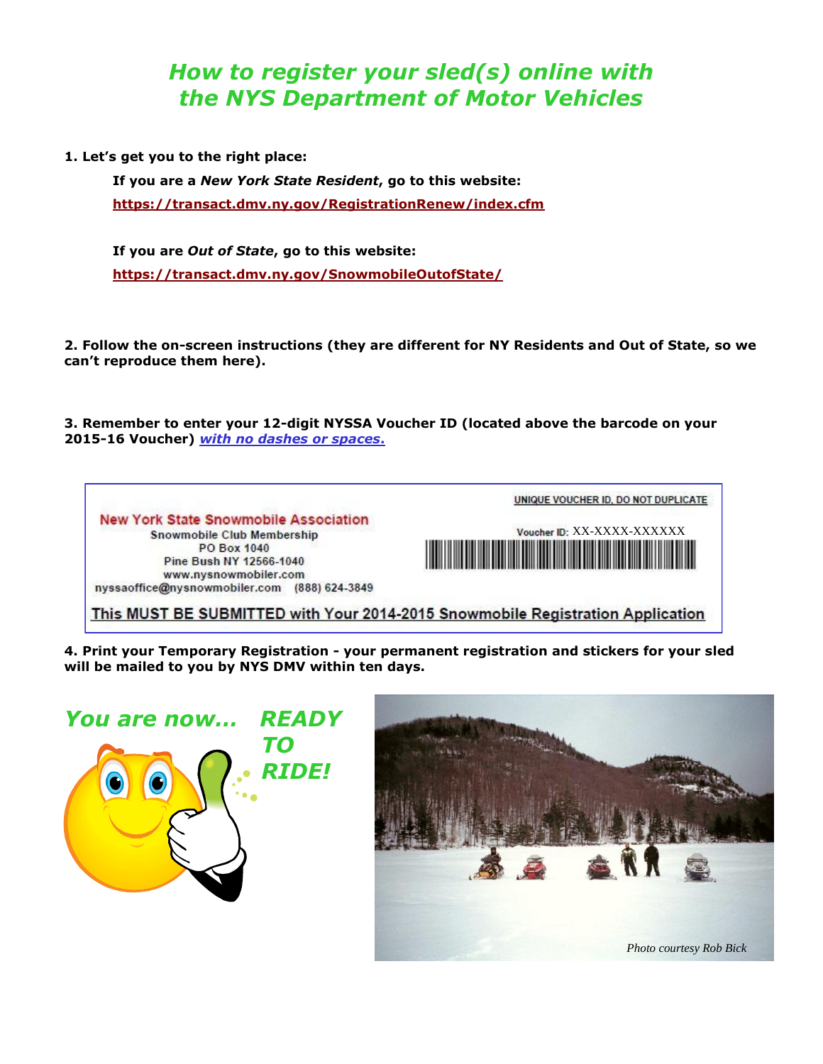# *How to register your sled(s) online with the NYS Department of Motor Vehicles*

**1. Let's get you to the right place:**

**If you are a *New York State Resident*, go to this website:**

**https://transact.dmv.ny.gov/RegistrationRenew/index.cfm**

**If you are *Out of State*, go to this website:**

**https://transact.dmv.ny.gov/SnowmobileOutofState/**

**2. Follow the on-screen instructions (they are different for NY Residents and Out of State, so we can't reproduce them here).**

**3. Remember to enter your 12-digit NYSSA Voucher ID (located above the barcode on your 2015-16 Voucher) *with no dashes or spaces.***

New York State Snowmobile Association
Snowmobile Club Membership
PO Box 1040
Pine Bush NY 12566-1040
www.nysnowmobiler.com
nyssaoffice@nysnowmobiler.com (888) 624-3849

UNIQUE VOUCHER ID, DO NOT DUPLICATE

Voucher ID: XX-XXXX-XXXXXX

This MUST BE SUBMITTED with Your 2014-2015 Snowmobile Registration Application

**4. Print your Temporary Registration - your permanent registration and stickers for your sled will be mailed to you by NYS DMV within ten days.**

*You are now... READY TO RIDE!*

*Photo courtesy Rob Bick*